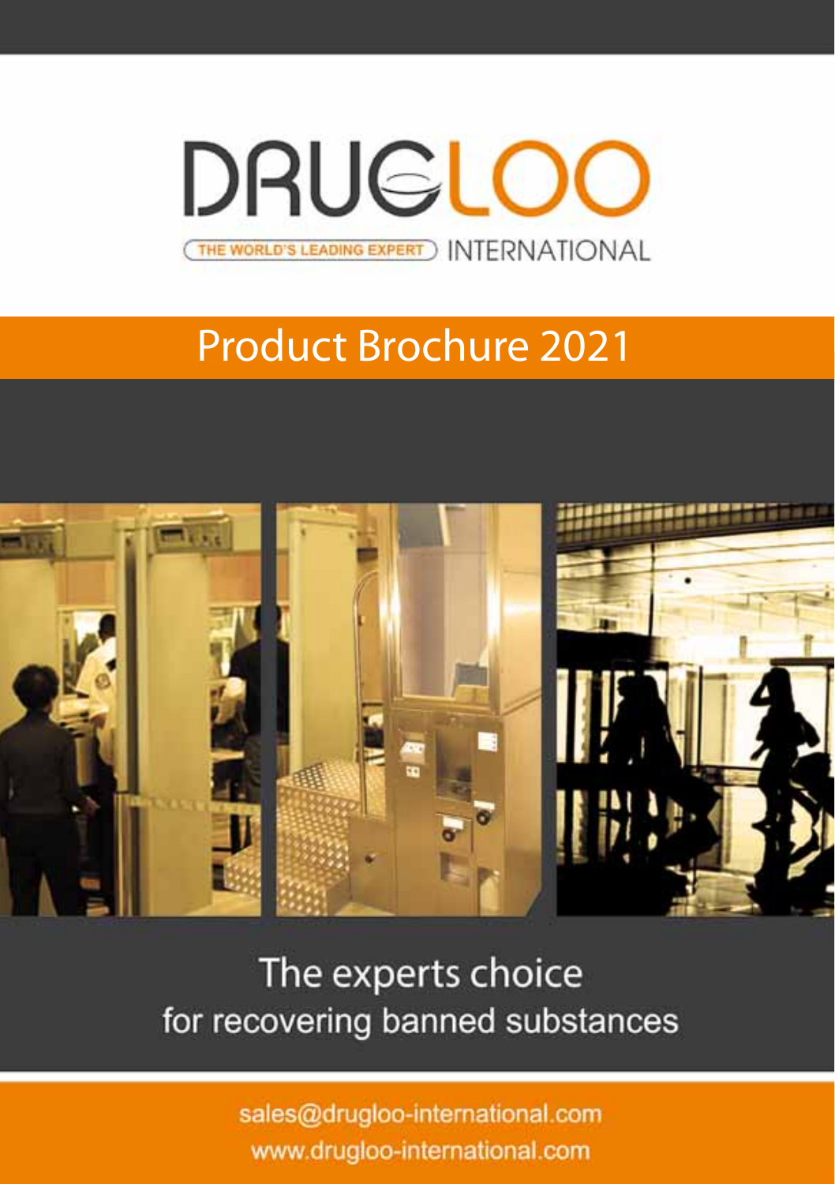# DRUGLOO

THE WORLD'S LEADING EXPERT INTERNATIONAL

## Product Brochure 2021

The experts choice
for recovering banned substances

sales@drugloo-international.com
www.drugloo-international.com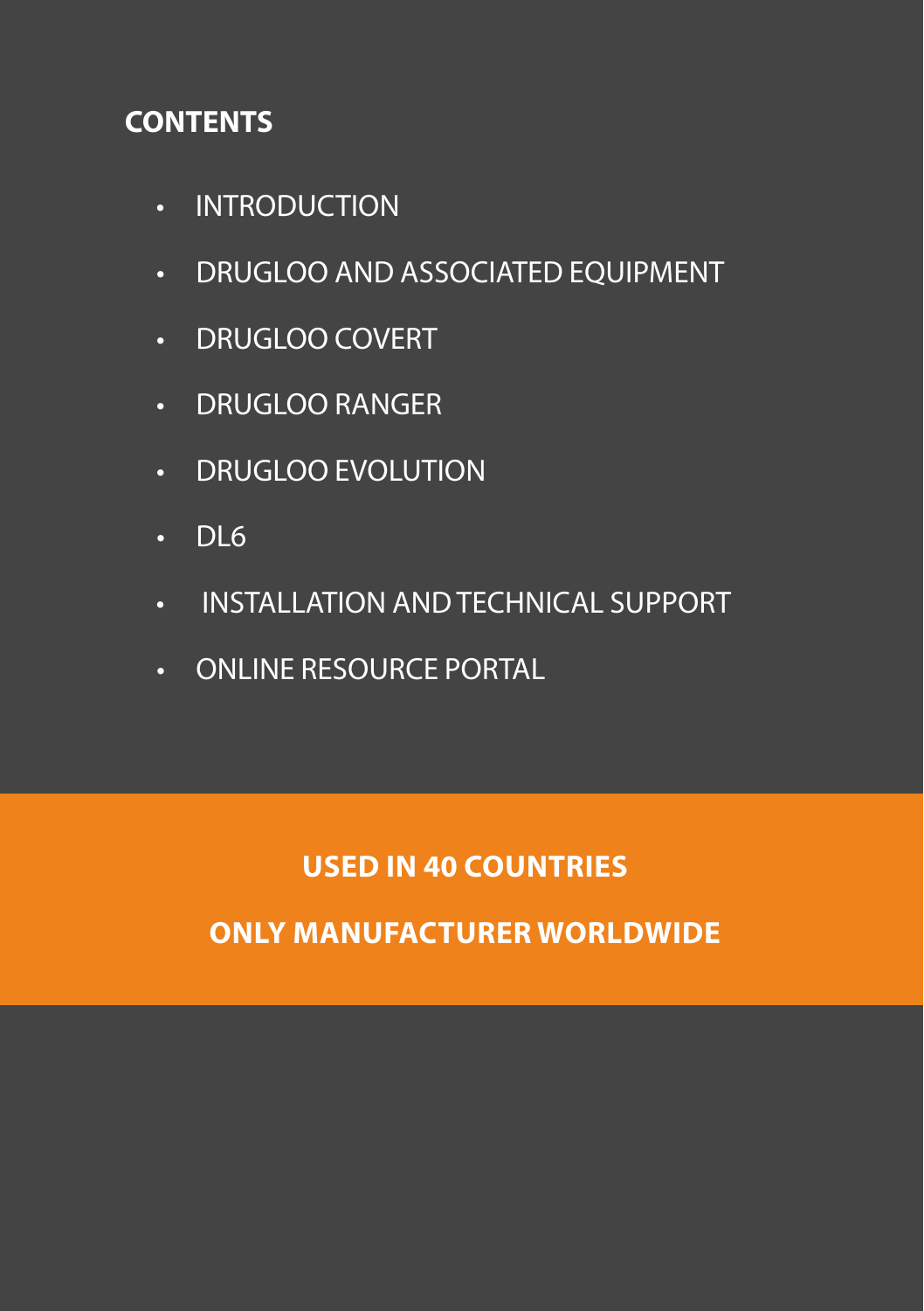## CONTENTS

- INTRODUCTION
- DRUGLOO AND ASSOCIATED EQUIPMENT
- DRUGLOO COVERT
- DRUGLOO RANGER
- DRUGLOO EVOLUTION
- DL6
- INSTALLATION AND TECHNICAL SUPPORT
- ONLINE RESOURCE PORTAL

**USED IN 40 COUNTRIES**

**ONLY MANUFACTURER WORLDWIDE**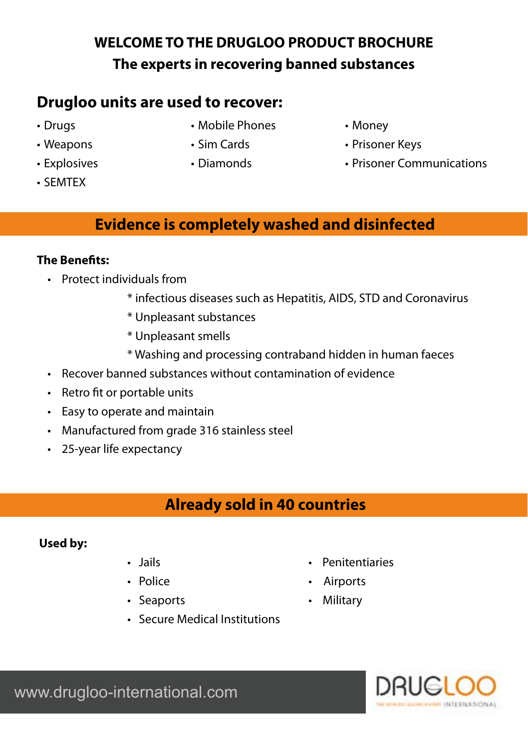# WELCOME TO THE DRUGLOO PRODUCT BROCHURE

**The experts in recovering banned substances**

## Drugloo units are used to recover:

- Drugs
- Weapons
- Explosives
- SEMTEX
- Mobile Phones
- Sim Cards
- Diamonds
- Money
- Prisoner Keys
- Prisoner Communications

## Evidence is completely washed and disinfected

**The Benefits:**

- Protect individuals from
  - * infectious diseases such as Hepatitis, AIDS, STD and Coronavirus
  - * Unpleasant substances
  - * Unpleasant smells
  - * Washing and processing contraband hidden in human faeces
- Recover banned substances without contamination of evidence
- Retro fit or portable units
- Easy to operate and maintain
- Manufactured from grade 316 stainless steel
- 25-year life expectancy

## Already sold in 40 countries

**Used by:**

- Jails
- Police
- Seaports
- Secure Medical Institutions
- Penitentiaries
- Airports
- Military

www.drugloo-international.com

DRUGLOO INTERNATIONAL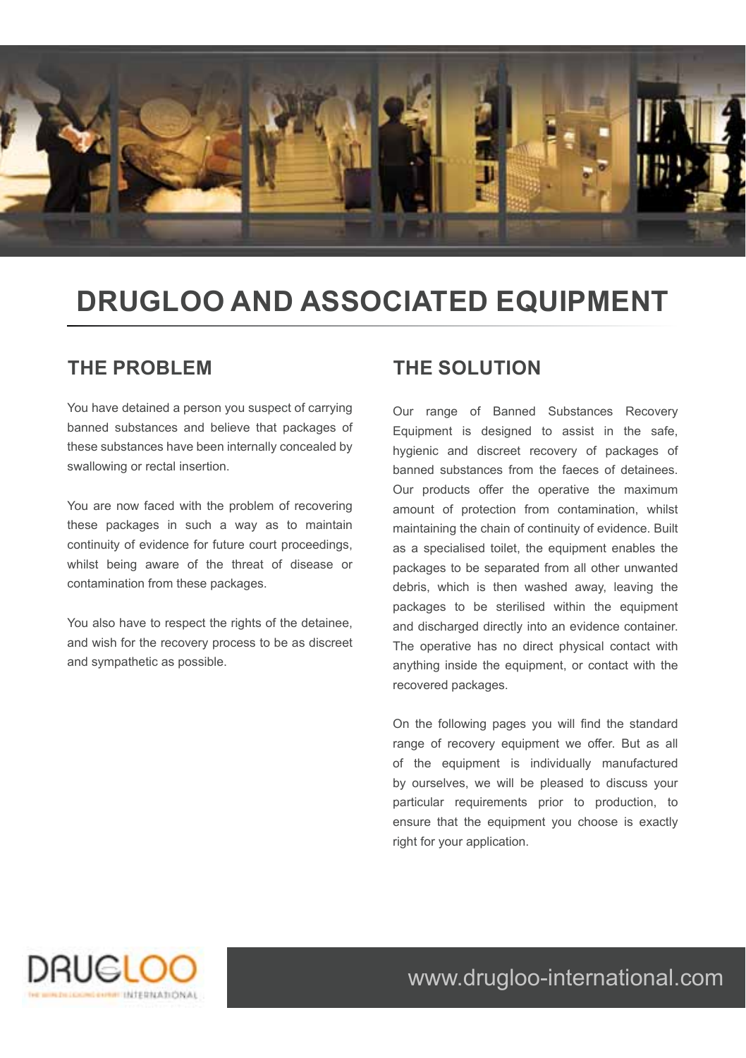# DRUGLOO AND ASSOCIATED EQUIPMENT

## THE PROBLEM

You have detained a person you suspect of carrying banned substances and believe that packages of these substances have been internally concealed by swallowing or rectal insertion.

You are now faced with the problem of recovering these packages in such a way as to maintain continuity of evidence for future court proceedings, whilst being aware of the threat of disease or contamination from these packages.

You also have to respect the rights of the detainee, and wish for the recovery process to be as discreet and sympathetic as possible.

## THE SOLUTION

Our range of Banned Substances Recovery Equipment is designed to assist in the safe, hygienic and discreet recovery of packages of banned substances from the faeces of detainees. Our products offer the operative the maximum amount of protection from contamination, whilst maintaining the chain of continuity of evidence. Built as a specialised toilet, the equipment enables the packages to be separated from all other unwanted debris, which is then washed away, leaving the packages to be sterilised within the equipment and discharged directly into an evidence container. The operative has no direct physical contact with anything inside the equipment, or contact with the recovered packages.

On the following pages you will find the standard range of recovery equipment we offer. But as all of the equipment is individually manufactured by ourselves, we will be pleased to discuss your particular requirements prior to production, to ensure that the equipment you choose is exactly right for your application.

DRUGLOO INTERNATIONAL

www.drugloo-international.com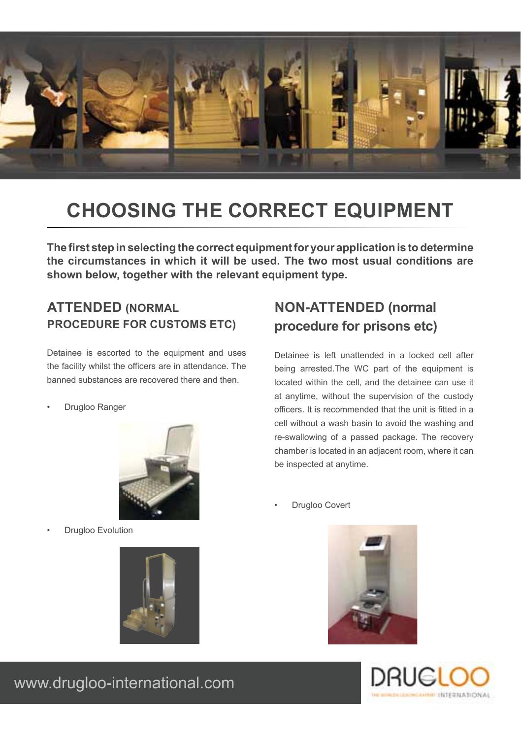# CHOOSING THE CORRECT EQUIPMENT

**The first step in selecting the correct equipment for your application is to determine the circumstances in which it will be used. The two most usual conditions are shown below, together with the relevant equipment type.**

## ATTENDED (NORMAL PROCEDURE FOR CUSTOMS ETC)

Detainee is escorted to the equipment and uses the facility whilst the officers are in attendance. The banned substances are recovered there and then.

- Drugloo Ranger
- Drugloo Evolution

## NON-ATTENDED (normal procedure for prisons etc)

Detainee is left unattended in a locked cell after being arrested.The WC part of the equipment is located within the cell, and the detainee can use it at anytime, without the supervision of the custody officers. It is recommended that the unit is fitted in a cell without a wash basin to avoid the washing and re-swallowing of a passed package. The recovery chamber is located in an adjacent room, where it can be inspected at anytime.

- Drugloo Covert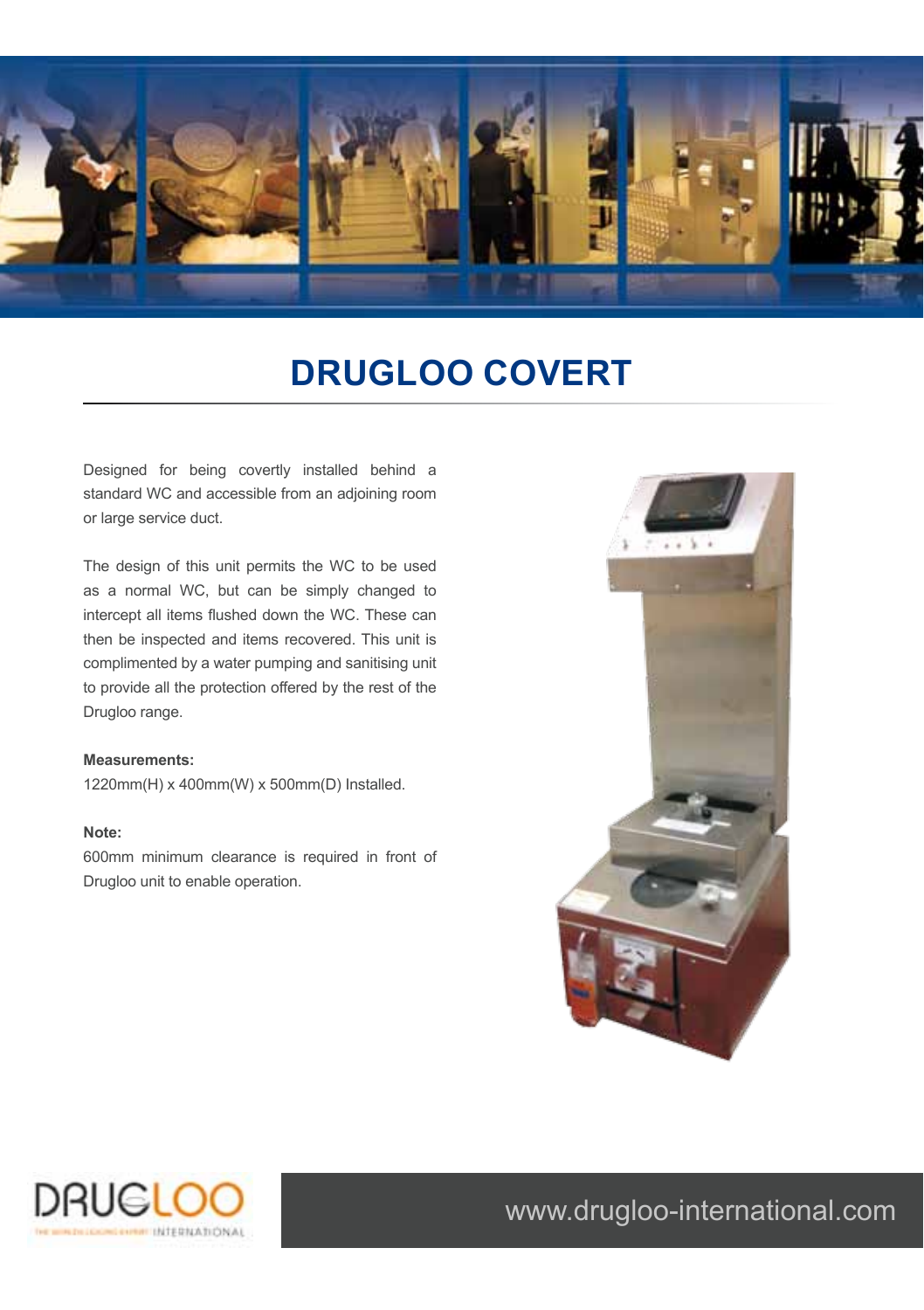# DRUGLOO COVERT

Designed for being covertly installed behind a standard WC and accessible from an adjoining room or large service duct.

The design of this unit permits the WC to be used as a normal WC, but can be simply changed to intercept all items flushed down the WC. These can then be inspected and items recovered. This unit is complimented by a water pumping and sanitising unit to provide all the protection offered by the rest of the Drugloo range.

**Measurements:**
1220mm(H) x 400mm(W) x 500mm(D) Installed.

**Note:**
600mm minimum clearance is required in front of Drugloo unit to enable operation.

www.drugloo-international.com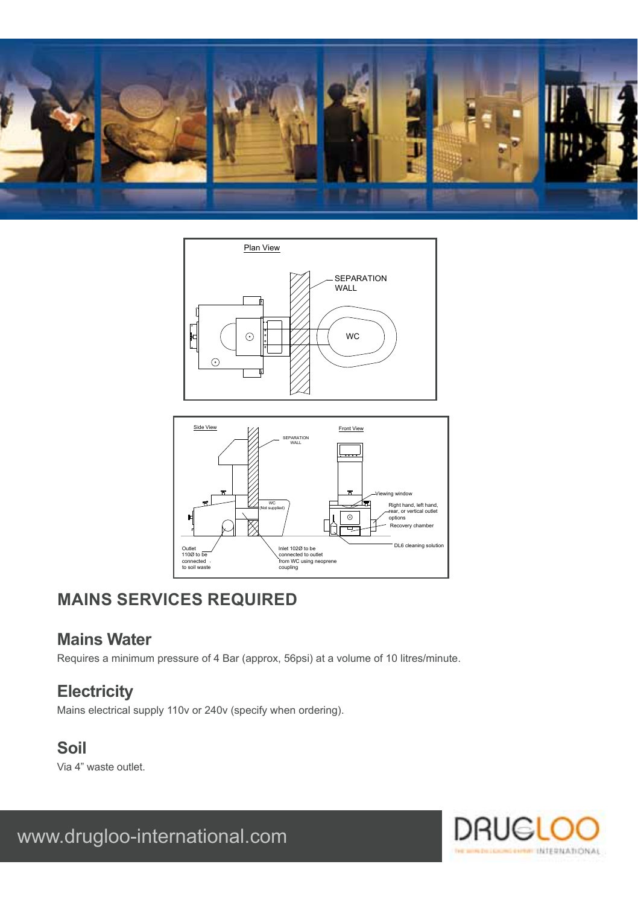## MAINS SERVICES REQUIRED

### Mains Water

Requires a minimum pressure of 4 Bar (approx, 56psi) at a volume of 10 litres/minute.

### Electricity

Mains electrical supply 110v or 240v (specify when ordering).

### Soil

Via 4" waste outlet.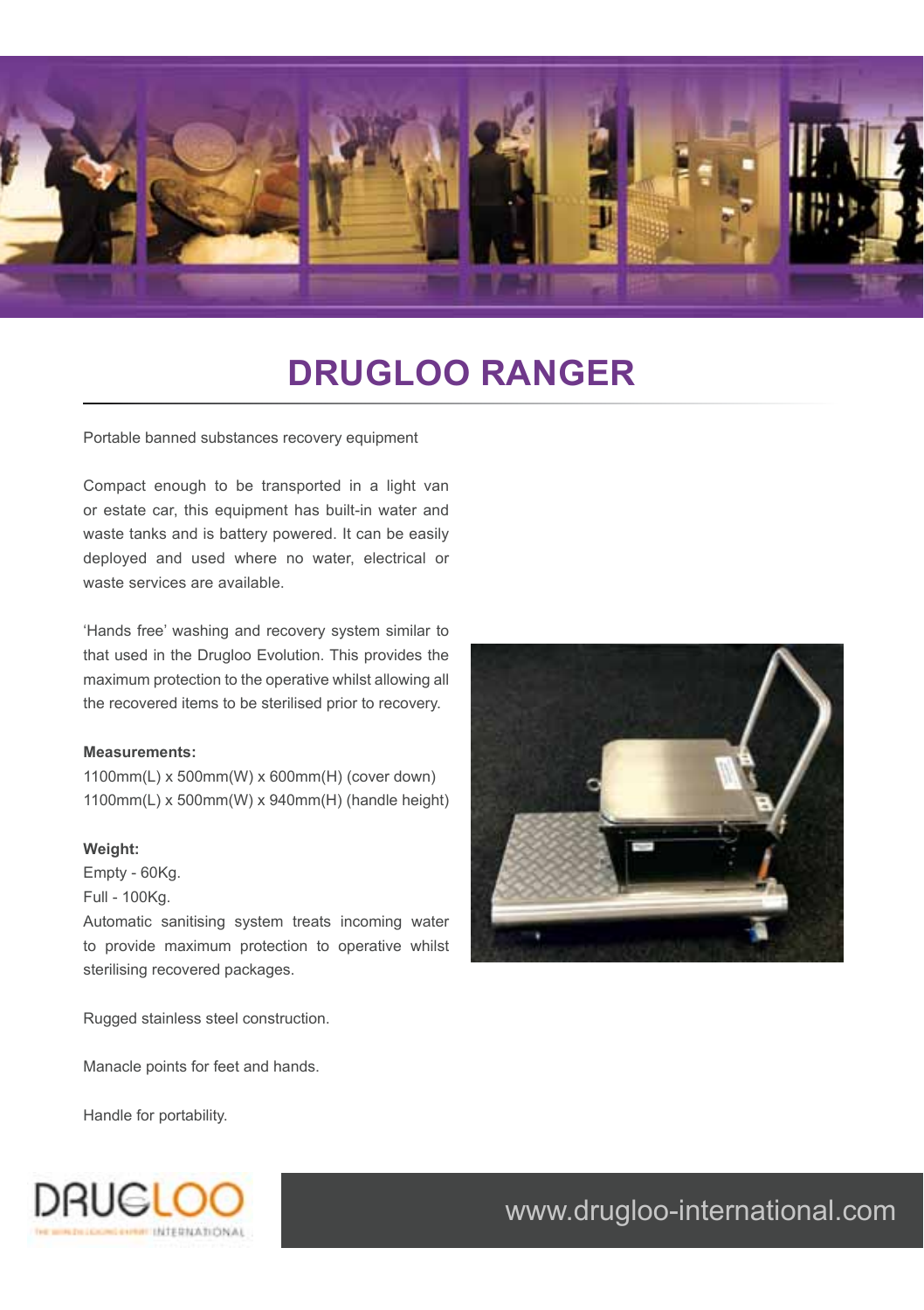# DRUGLOO RANGER

Portable banned substances recovery equipment

Compact enough to be transported in a light van or estate car, this equipment has built-in water and waste tanks and is battery powered. It can be easily deployed and used where no water, electrical or waste services are available.

'Hands free' washing and recovery system similar to that used in the Drugloo Evolution. This provides the maximum protection to the operative whilst allowing all the recovered items to be sterilised prior to recovery.

**Measurements:**
1100mm(L) x 500mm(W) x 600mm(H) (cover down)
1100mm(L) x 500mm(W) x 940mm(H) (handle height)

**Weight:**
Empty - 60Kg.
Full - 100Kg.
Automatic sanitising system treats incoming water to provide maximum protection to operative whilst sterilising recovered packages.

Rugged stainless steel construction.

Manacle points for feet and hands.

Handle for portability.

DRUGLOO INTERNATIONAL

www.drugloo-international.com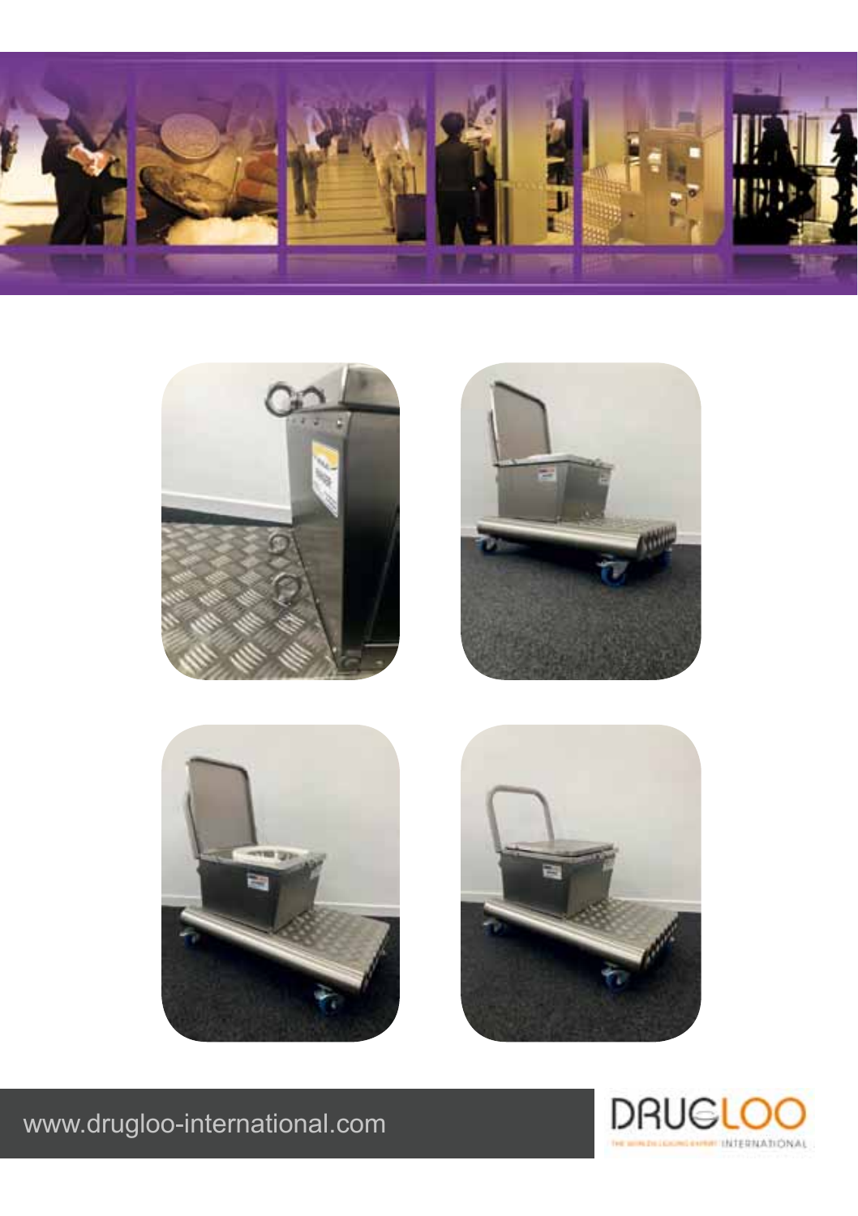www.drugloo-international.com

DRUGLOO INTERNATIONAL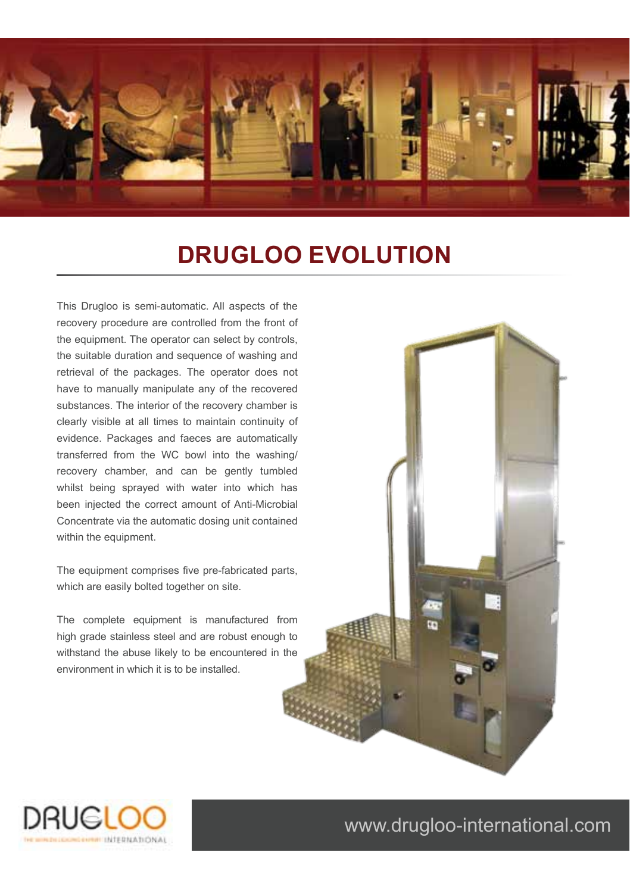# DRUGLOO EVOLUTION

This Drugloo is semi-automatic. All aspects of the recovery procedure are controlled from the front of the equipment. The operator can select by controls, the suitable duration and sequence of washing and retrieval of the packages. The operator does not have to manually manipulate any of the recovered substances. The interior of the recovery chamber is clearly visible at all times to maintain continuity of evidence. Packages and faeces are automatically transferred from the WC bowl into the washing/ recovery chamber, and can be gently tumbled whilst being sprayed with water into which has been injected the correct amount of Anti-Microbial Concentrate via the automatic dosing unit contained within the equipment.

The equipment comprises five pre-fabricated parts, which are easily bolted together on site.

The complete equipment is manufactured from high grade stainless steel and are robust enough to withstand the abuse likely to be encountered in the environment in which it is to be installed.

www.drugloo-international.com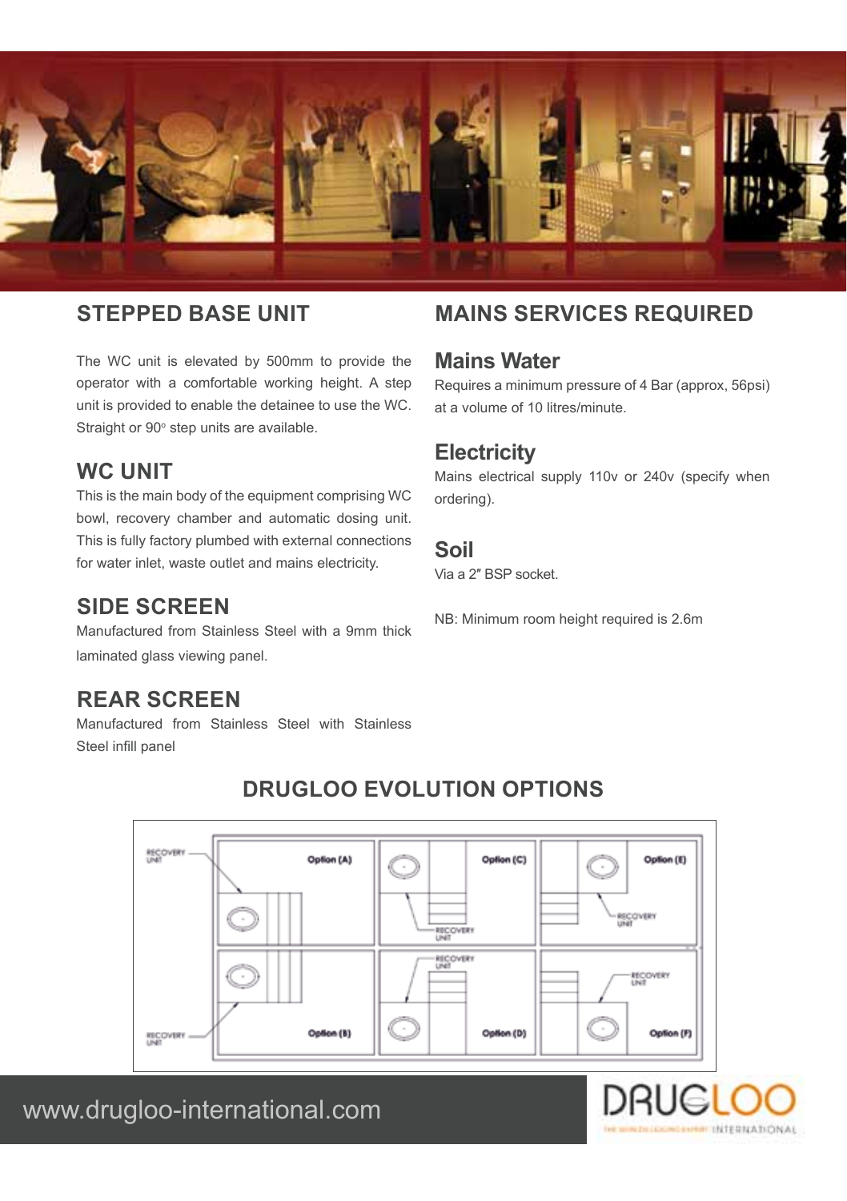## STEPPED BASE UNIT

The WC unit is elevated by 500mm to provide the operator with a comfortable working height. A step unit is provided to enable the detainee to use the WC. Straight or 90° step units are available.

## WC UNIT

This is the main body of the equipment comprising WC bowl, recovery chamber and automatic dosing unit. This is fully factory plumbed with external connections for water inlet, waste outlet and mains electricity.

## SIDE SCREEN

Manufactured from Stainless Steel with a 9mm thick laminated glass viewing panel.

## REAR SCREEN

Manufactured from Stainless Steel with Stainless Steel infill panel

## MAINS SERVICES REQUIRED

### Mains Water

Requires a minimum pressure of 4 Bar (approx, 56psi) at a volume of 10 litres/minute.

### Electricity

Mains electrical supply 110v or 240v (specify when ordering).

### Soil

Via a 2" BSP socket.

NB: Minimum room height required is 2.6m

## DRUGLOO EVOLUTION OPTIONS

RECOVERY UNIT

Option (A)

Option (B)

Option (C)

Option (D)

Option (E)

Option (F)

www.drugloo-international.com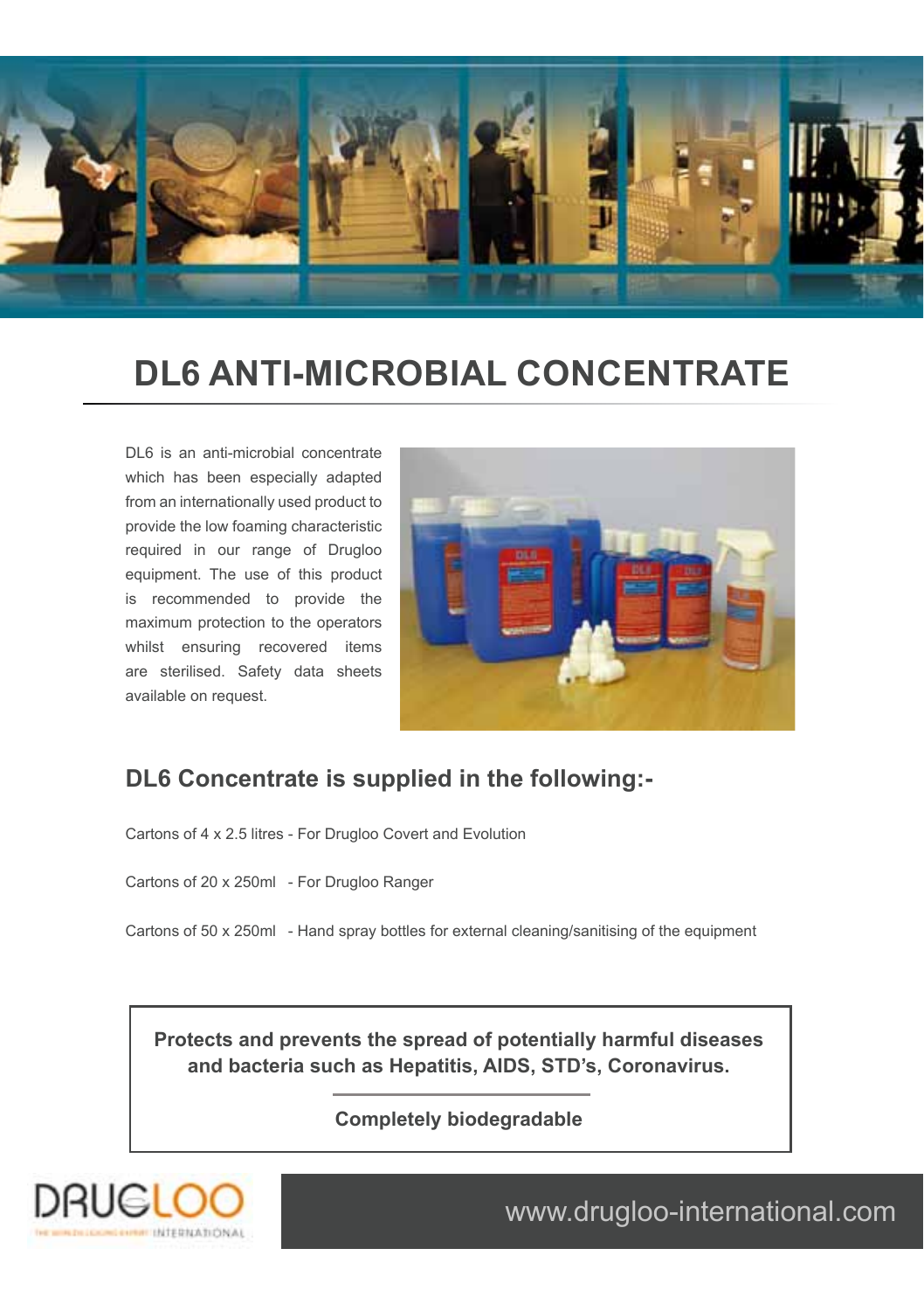# DL6 ANTI-MICROBIAL CONCENTRATE

DL6 is an anti-microbial concentrate which has been especially adapted from an internationally used product to provide the low foaming characteristic required in our range of Drugloo equipment. The use of this product is recommended to provide the maximum protection to the operators whilst ensuring recovered items are sterilised. Safety data sheets available on request.

## DL6 Concentrate is supplied in the following:-

Cartons of 4 x 2.5 litres - For Drugloo Covert and Evolution

Cartons of 20 x 250ml - For Drugloo Ranger

Cartons of 50 x 250ml - Hand spray bottles for external cleaning/sanitising of the equipment

**Protects and prevents the spread of potentially harmful diseases and bacteria such as Hepatitis, AIDS, STD's, Coronavirus.**

**Completely biodegradable**

DRUGLOO INTERNATIONAL

www.drugloo-international.com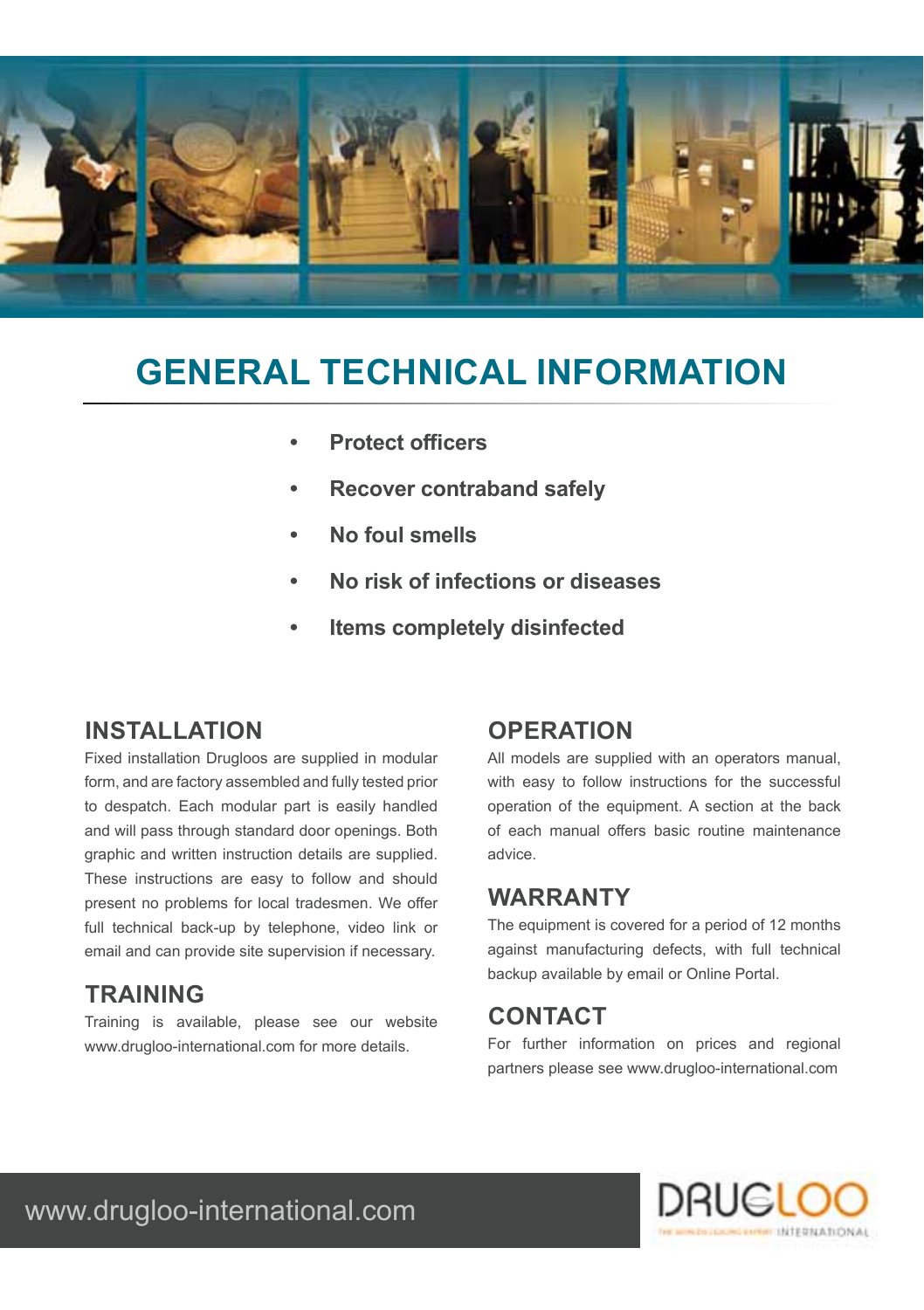# GENERAL TECHNICAL INFORMATION

- **Protect officers**
- **Recover contraband safely**
- **No foul smells**
- **No risk of infections or diseases**
- **Items completely disinfected**

## INSTALLATION

Fixed installation Drugloos are supplied in modular form, and are factory assembled and fully tested prior to despatch. Each modular part is easily handled and will pass through standard door openings. Both graphic and written instruction details are supplied. These instructions are easy to follow and should present no problems for local tradesmen. We offer full technical back-up by telephone, video link or email and can provide site supervision if necessary.

## TRAINING

Training is available, please see our website www.drugloo-international.com for more details.

## OPERATION

All models are supplied with an operators manual, with easy to follow instructions for the successful operation of the equipment. A section at the back of each manual offers basic routine maintenance advice.

## WARRANTY

The equipment is covered for a period of 12 months against manufacturing defects, with full technical backup available by email or Online Portal.

## CONTACT

For further information on prices and regional partners please see www.drugloo-international.com

www.drugloo-international.com

DRUGLOO INTERNATIONAL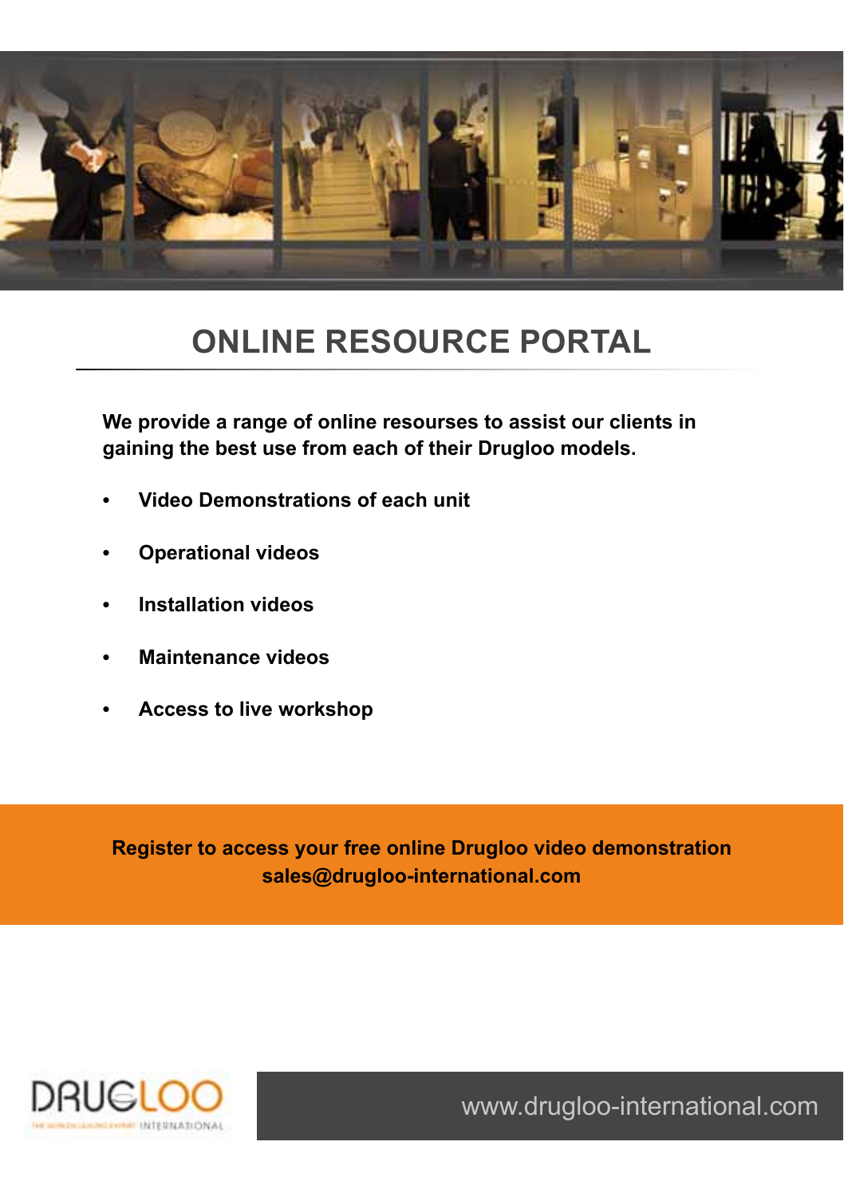# ONLINE RESOURCE PORTAL

**We provide a range of online resourses to assist our clients in gaining the best use from each of their Drugloo models.**

- **Video Demonstrations of each unit**
- **Operational videos**
- **Installation videos**
- **Maintenance videos**
- **Access to live workshop**

**Register to access your free online Drugloo video demonstration**
**sales@drugloo-international.com**

DRUGLOO INTERNATIONAL

www.drugloo-international.com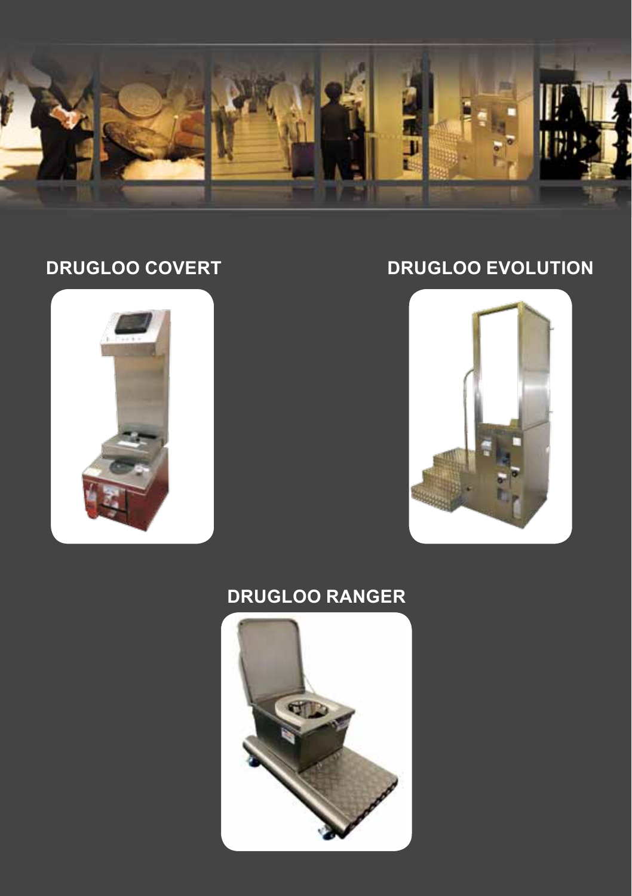## DRUGLOO COVERT

## DRUGLOO EVOLUTION

## DRUGLOO RANGER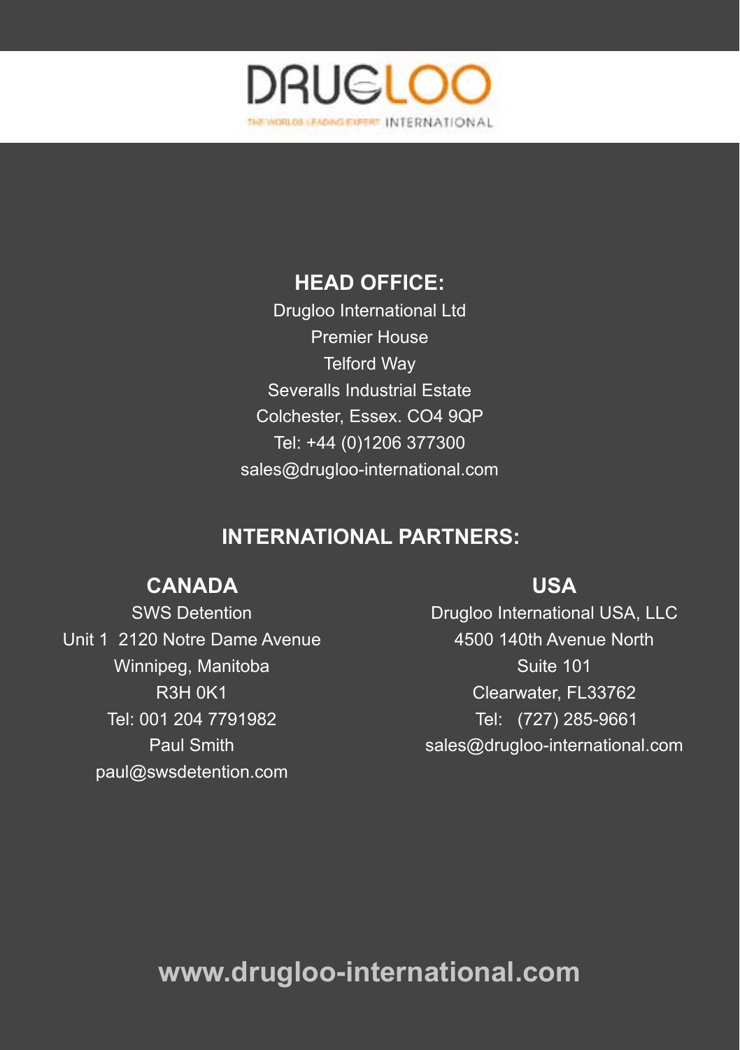DRUGLOO

THE WORLDS LEADING EXPERT INTERNATIONAL

## HEAD OFFICE:

Drugloo International Ltd
Premier House
Telford Way
Severalls Industrial Estate
Colchester, Essex. CO4 9QP
Tel: +44 (0)1206 377300
sales@drugloo-international.com

## INTERNATIONAL PARTNERS:

### CANADA

SWS Detention
Unit 1 2120 Notre Dame Avenue
Winnipeg, Manitoba
R3H 0K1
Tel: 001 204 7791982
Paul Smith
paul@swsdetention.com

### USA

Drugloo International USA, LLC
4500 140th Avenue North
Suite 101
Clearwater, FL33762
Tel: (727) 285-9661
sales@drugloo-international.com

**www.drugloo-international.com**